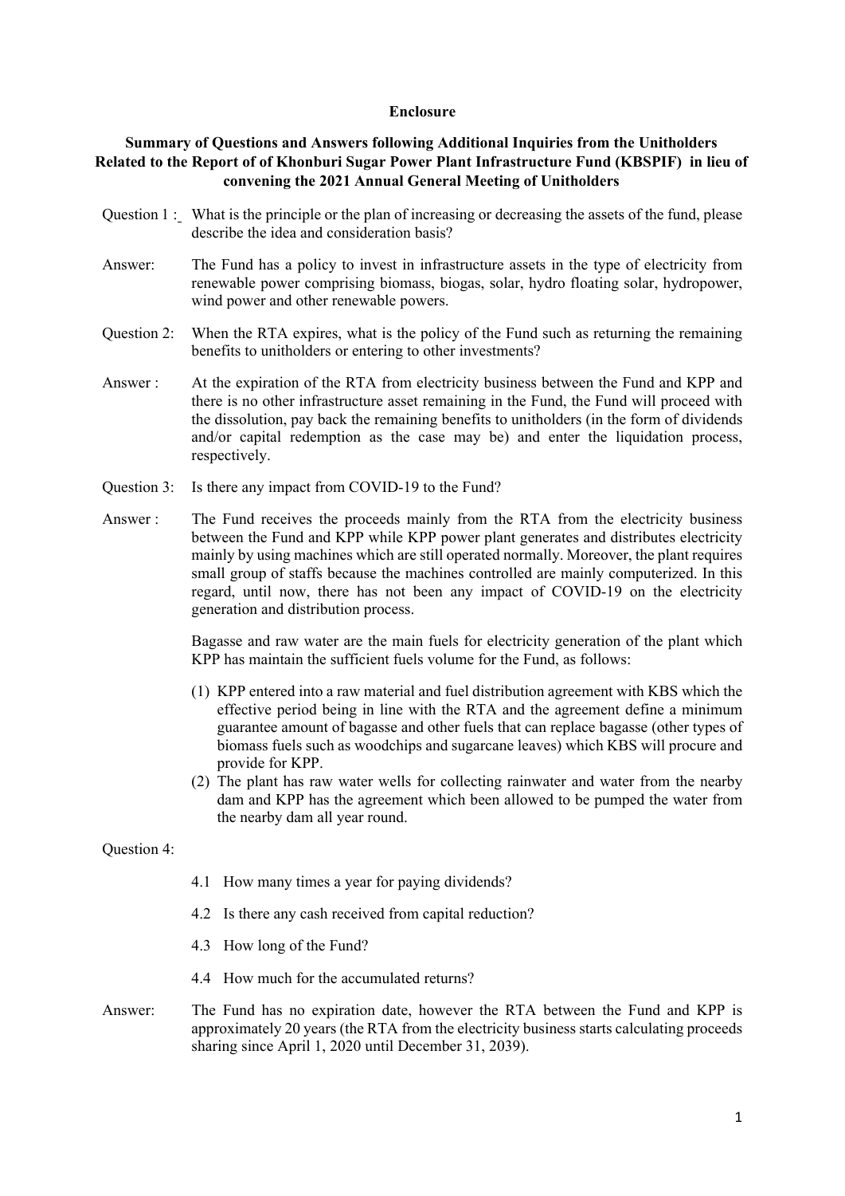**Enclosure**

**Summary of Questions and Answers following Additional Inquiries from the Unitholders Related to the Report of of Khonburi Sugar Power Plant Infrastructure Fund (KBSPIF) in lieu of convening the 2021 Annual General Meeting of Unitholders**

Question 1 : What is the principle or the plan of increasing or decreasing the assets of the fund, please describe the idea and consideration basis?

Answer: The Fund has a policy to invest in infrastructure assets in the type of electricity from renewable power comprising biomass, biogas, solar, hydro floating solar, hydropower, wind power and other renewable powers.

Question 2: When the RTA expires, what is the policy of the Fund such as returning the remaining benefits to unitholders or entering to other investments?

Answer : At the expiration of the RTA from electricity business between the Fund and KPP and there is no other infrastructure asset remaining in the Fund, the Fund will proceed with the dissolution, pay back the remaining benefits to unitholders (in the form of dividends and/or capital redemption as the case may be) and enter the liquidation process, respectively.

Question 3: Is there any impact from COVID-19 to the Fund?

Answer : The Fund receives the proceeds mainly from the RTA from the electricity business between the Fund and KPP while KPP power plant generates and distributes electricity mainly by using machines which are still operated normally. Moreover, the plant requires small group of staffs because the machines controlled are mainly computerized. In this regard, until now, there has not been any impact of COVID-19 on the electricity generation and distribution process.

Bagasse and raw water are the main fuels for electricity generation of the plant which KPP has maintain the sufficient fuels volume for the Fund, as follows:

(1) KPP entered into a raw material and fuel distribution agreement with KBS which the effective period being in line with the RTA and the agreement define a minimum guarantee amount of bagasse and other fuels that can replace bagasse (other types of biomass fuels such as woodchips and sugarcane leaves) which KBS will procure and provide for KPP.
(2) The plant has raw water wells for collecting rainwater and water from the nearby dam and KPP has the agreement which been allowed to be pumped the water from the nearby dam all year round.

Question 4:

4.1 How many times a year for paying dividends?

4.2 Is there any cash received from capital reduction?

4.3 How long of the Fund?

4.4 How much for the accumulated returns?

Answer: The Fund has no expiration date, however the RTA between the Fund and KPP is approximately 20 years (the RTA from the electricity business starts calculating proceeds sharing since April 1, 2020 until December 31, 2039).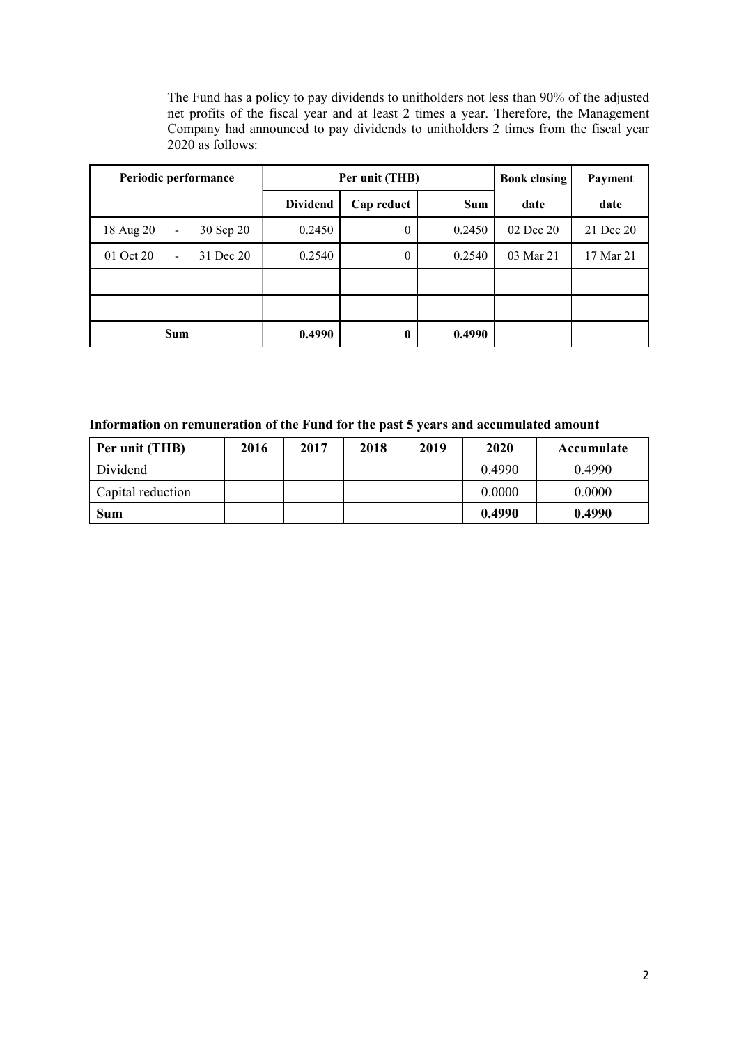The Fund has a policy to pay dividends to unitholders not less than 90% of the adjusted net profits of the fiscal year and at least 2 times a year. Therefore, the Management Company had announced to pay dividends to unitholders 2 times from the fiscal year 2020 as follows:

| Periodic performance | Per unit (THB) | | | Book closing | Payment |
|---|---|---|---|---|---|
| | Dividend | Cap reduct | Sum | date | date |
| 18 Aug 20 - 30 Sep 20 | 0.2450 | 0 | 0.2450 | 02 Dec 20 | 21 Dec 20 |
| 01 Oct 20 - 31 Dec 20 | 0.2540 | 0 | 0.2540 | 03 Mar 21 | 17 Mar 21 |
| | | | | | |
| | | | | | |
| **Sum** | **0.4990** | **0** | **0.4990** | | |

**Information on remuneration of the Fund for the past 5 years and accumulated amount**

| Per unit (THB) | 2016 | 2017 | 2018 | 2019 | 2020 | Accumulate |
|---|---|---|---|---|---|---|
| Dividend | | | | | 0.4990 | 0.4990 |
| Capital reduction | | | | | 0.0000 | 0.0000 |
| **Sum** | | | | | **0.4990** | **0.4990** |